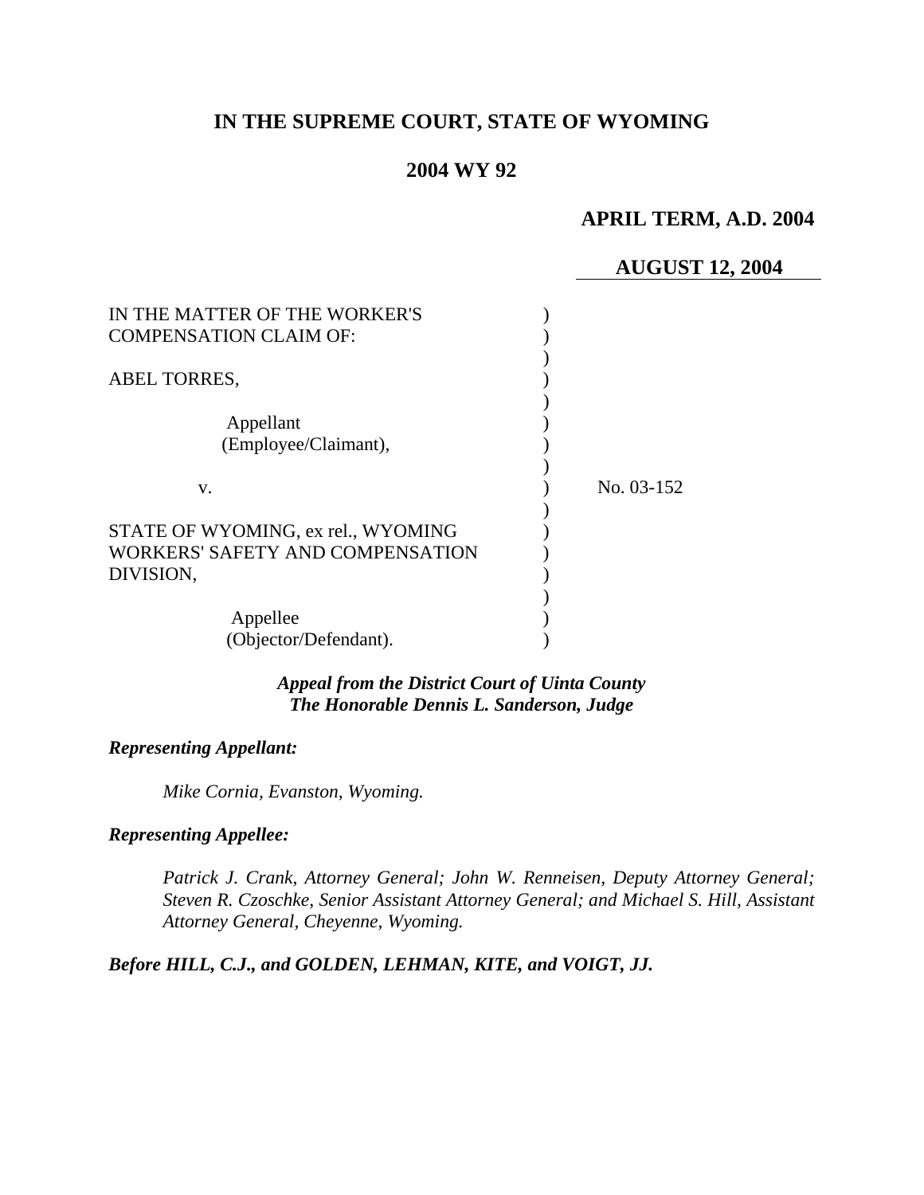# IN THE SUPREME COURT, STATE OF WYOMING

## 2004 WY 92

**APRIL TERM, A.D. 2004**

**AUGUST 12, 2004**

IN THE MATTER OF THE WORKER'S COMPENSATION CLAIM OF:

ABEL TORRES,

Appellant (Employee/Claimant),

v.

STATE OF WYOMING, ex rel., WYOMING WORKERS' SAFETY AND COMPENSATION DIVISION,

Appellee (Objector/Defendant).

No. 03-152

***Appeal from the District Court of Uinta County***
***The Honorable Dennis L. Sanderson, Judge***

***Representing Appellant:***

*Mike Cornia, Evanston, Wyoming.*

***Representing Appellee:***

*Patrick J. Crank, Attorney General; John W. Renneisen, Deputy Attorney General; Steven R. Czoschke, Senior Assistant Attorney General; and Michael S. Hill, Assistant Attorney General, Cheyenne, Wyoming.*

***Before HILL, C.J., and GOLDEN, LEHMAN, KITE, and VOIGT, JJ.***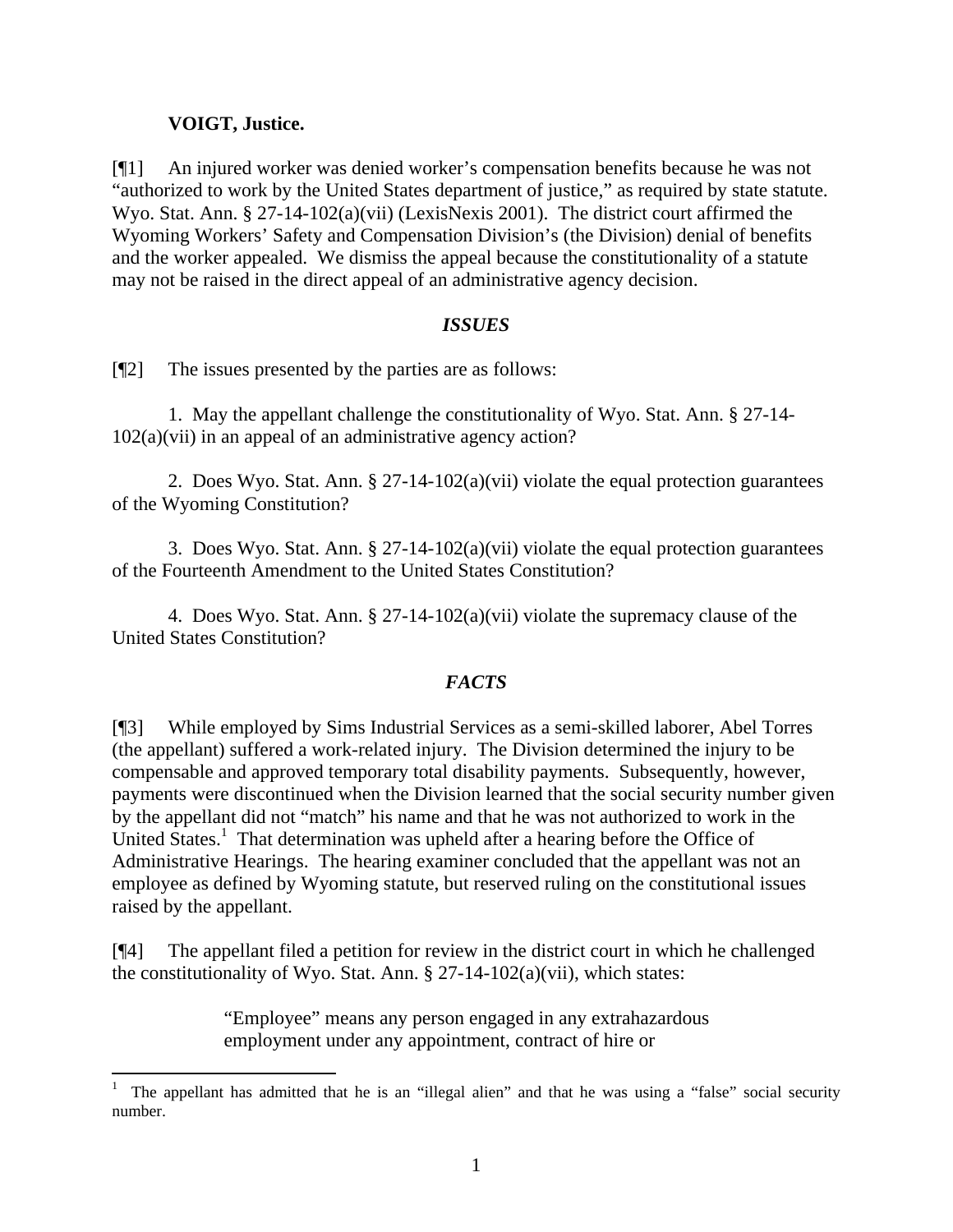**VOIGT, Justice.**

[¶1] An injured worker was denied worker's compensation benefits because he was not "authorized to work by the United States department of justice," as required by state statute. Wyo. Stat. Ann. § 27-14-102(a)(vii) (LexisNexis 2001). The district court affirmed the Wyoming Workers' Safety and Compensation Division's (the Division) denial of benefits and the worker appealed. We dismiss the appeal because the constitutionality of a statute may not be raised in the direct appeal of an administrative agency decision.

### *ISSUES*

[¶2] The issues presented by the parties are as follows:

1. May the appellant challenge the constitutionality of Wyo. Stat. Ann. § 27-14-102(a)(vii) in an appeal of an administrative agency action?

2. Does Wyo. Stat. Ann. § 27-14-102(a)(vii) violate the equal protection guarantees of the Wyoming Constitution?

3. Does Wyo. Stat. Ann. § 27-14-102(a)(vii) violate the equal protection guarantees of the Fourteenth Amendment to the United States Constitution?

4. Does Wyo. Stat. Ann. § 27-14-102(a)(vii) violate the supremacy clause of the United States Constitution?

### *FACTS*

[¶3] While employed by Sims Industrial Services as a semi-skilled laborer, Abel Torres (the appellant) suffered a work-related injury. The Division determined the injury to be compensable and approved temporary total disability payments. Subsequently, however, payments were discontinued when the Division learned that the social security number given by the appellant did not "match" his name and that he was not authorized to work in the United States.[1] That determination was upheld after a hearing before the Office of Administrative Hearings. The hearing examiner concluded that the appellant was not an employee as defined by Wyoming statute, but reserved ruling on the constitutional issues raised by the appellant.

[¶4] The appellant filed a petition for review in the district court in which he challenged the constitutionality of Wyo. Stat. Ann. § 27-14-102(a)(vii), which states:

> "Employee" means any person engaged in any extrahazardous employment under any appointment, contract of hire or

---

[1] The appellant has admitted that he is an "illegal alien" and that he was using a "false" social security number.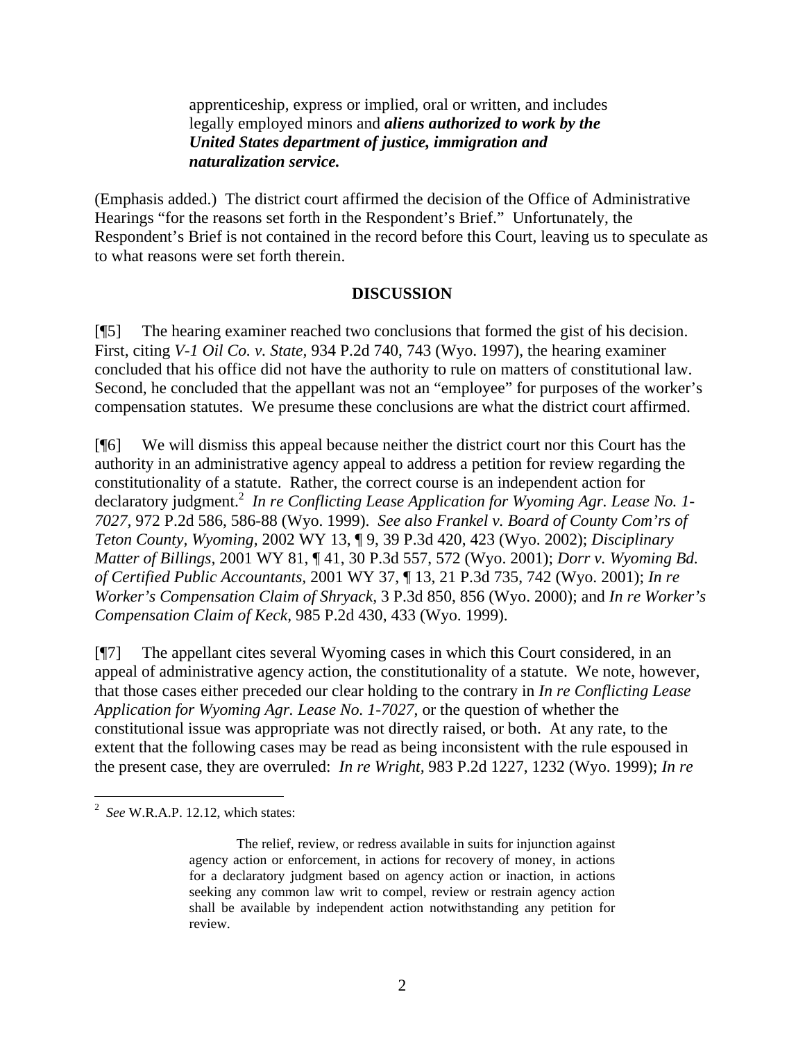> apprenticeship, express or implied, oral or written, and includes legally employed minors and ***aliens authorized to work by the United States department of justice, immigration and naturalization service.***

(Emphasis added.) The district court affirmed the decision of the Office of Administrative Hearings "for the reasons set forth in the Respondent's Brief." Unfortunately, the Respondent's Brief is not contained in the record before this Court, leaving us to speculate as to what reasons were set forth therein.

## DISCUSSION

[¶5] The hearing examiner reached two conclusions that formed the gist of his decision. First, citing *V-1 Oil Co. v. State,* 934 P.2d 740, 743 (Wyo. 1997), the hearing examiner concluded that his office did not have the authority to rule on matters of constitutional law. Second, he concluded that the appellant was not an "employee" for purposes of the worker's compensation statutes. We presume these conclusions are what the district court affirmed.

[¶6] We will dismiss this appeal because neither the district court nor this Court has the authority in an administrative agency appeal to address a petition for review regarding the constitutionality of a statute. Rather, the correct course is an independent action for declaratory judgment.[2] *In re Conflicting Lease Application for Wyoming Agr. Lease No. 1-7027,* 972 P.2d 586, 586-88 (Wyo. 1999). *See also Frankel v. Board of County Com'rs of Teton County, Wyoming,* 2002 WY 13, ¶ 9, 39 P.3d 420, 423 (Wyo. 2002); *Disciplinary Matter of Billings,* 2001 WY 81, ¶ 41, 30 P.3d 557, 572 (Wyo. 2001); *Dorr v. Wyoming Bd. of Certified Public Accountants,* 2001 WY 37, ¶ 13, 21 P.3d 735, 742 (Wyo. 2001); *In re Worker's Compensation Claim of Shryack,* 3 P.3d 850, 856 (Wyo. 2000); and *In re Worker's Compensation Claim of Keck,* 985 P.2d 430, 433 (Wyo. 1999).

[¶7] The appellant cites several Wyoming cases in which this Court considered, in an appeal of administrative agency action, the constitutionality of a statute. We note, however, that those cases either preceded our clear holding to the contrary in *In re Conflicting Lease Application for Wyoming Agr. Lease No. 1-7027*, or the question of whether the constitutional issue was appropriate was not directly raised, or both. At any rate, to the extent that the following cases may be read as being inconsistent with the rule espoused in the present case, they are overruled: *In re Wright,* 983 P.2d 1227, 1232 (Wyo. 1999); *In re*

---

[2] *See* W.R.A.P. 12.12, which states:

> The relief, review, or redress available in suits for injunction against agency action or enforcement, in actions for recovery of money, in actions for a declaratory judgment based on agency action or inaction, in actions seeking any common law writ to compel, review or restrain agency action shall be available by independent action notwithstanding any petition for review.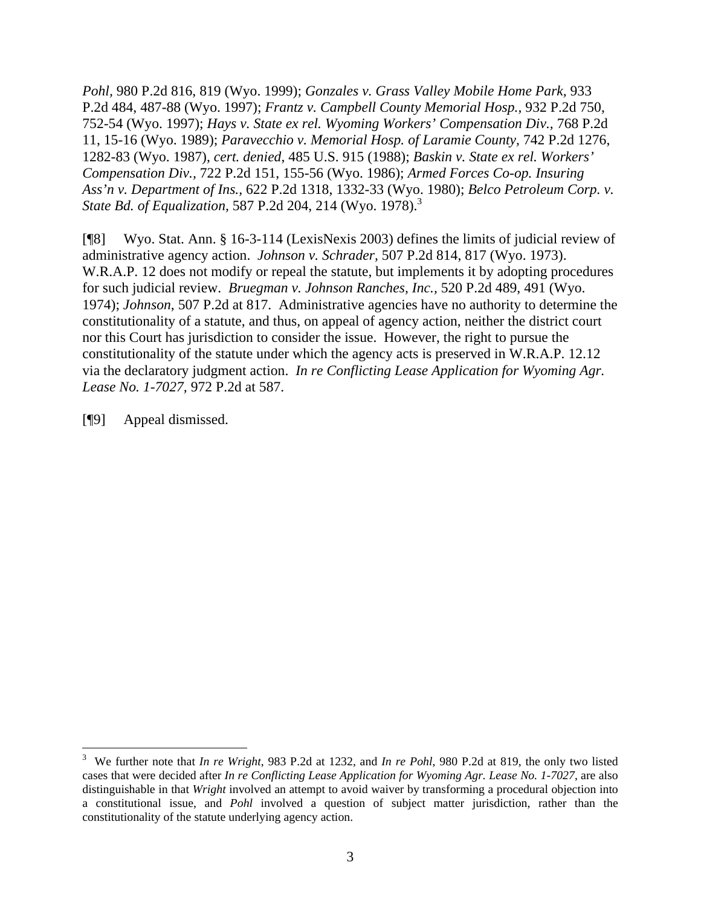*Pohl,* 980 P.2d 816, 819 (Wyo. 1999); *Gonzales v. Grass Valley Mobile Home Park,* 933 P.2d 484, 487-88 (Wyo. 1997); *Frantz v. Campbell County Memorial Hosp.,* 932 P.2d 750, 752-54 (Wyo. 1997); *Hays v. State ex rel. Wyoming Workers' Compensation Div.,* 768 P.2d 11, 15-16 (Wyo. 1989); *Paravecchio v. Memorial Hosp. of Laramie County,* 742 P.2d 1276, 1282-83 (Wyo. 1987), *cert. denied*, 485 U.S. 915 (1988); *Baskin v. State ex rel. Workers' Compensation Div.,* 722 P.2d 151, 155-56 (Wyo. 1986); *Armed Forces Co-op. Insuring Ass'n v. Department of Ins.*, 622 P.2d 1318, 1332-33 (Wyo. 1980); *Belco Petroleum Corp. v. State Bd. of Equalization,* 587 P.2d 204, 214 (Wyo. 1978).[3]

[¶8] Wyo. Stat. Ann. § 16-3-114 (LexisNexis 2003) defines the limits of judicial review of administrative agency action. *Johnson v. Schrader,* 507 P.2d 814, 817 (Wyo. 1973). W.R.A.P. 12 does not modify or repeal the statute, but implements it by adopting procedures for such judicial review. *Bruegman v. Johnson Ranches, Inc.*, 520 P.2d 489, 491 (Wyo. 1974); *Johnson*, 507 P.2d at 817. Administrative agencies have no authority to determine the constitutionality of a statute, and thus, on appeal of agency action, neither the district court nor this Court has jurisdiction to consider the issue. However, the right to pursue the constitutionality of the statute under which the agency acts is preserved in W.R.A.P. 12.12 via the declaratory judgment action. *In re Conflicting Lease Application for Wyoming Agr. Lease No. 1-7027,* 972 P.2d at 587.

[¶9] Appeal dismissed.

---

[3] We further note that *In re Wright*, 983 P.2d at 1232, and *In re Pohl*, 980 P.2d at 819, the only two listed cases that were decided after *In re Conflicting Lease Application for Wyoming Agr. Lease No. 1-7027*, are also distinguishable in that *Wright* involved an attempt to avoid waiver by transforming a procedural objection into a constitutional issue, and *Pohl* involved a question of subject matter jurisdiction, rather than the constitutionality of the statute underlying agency action.